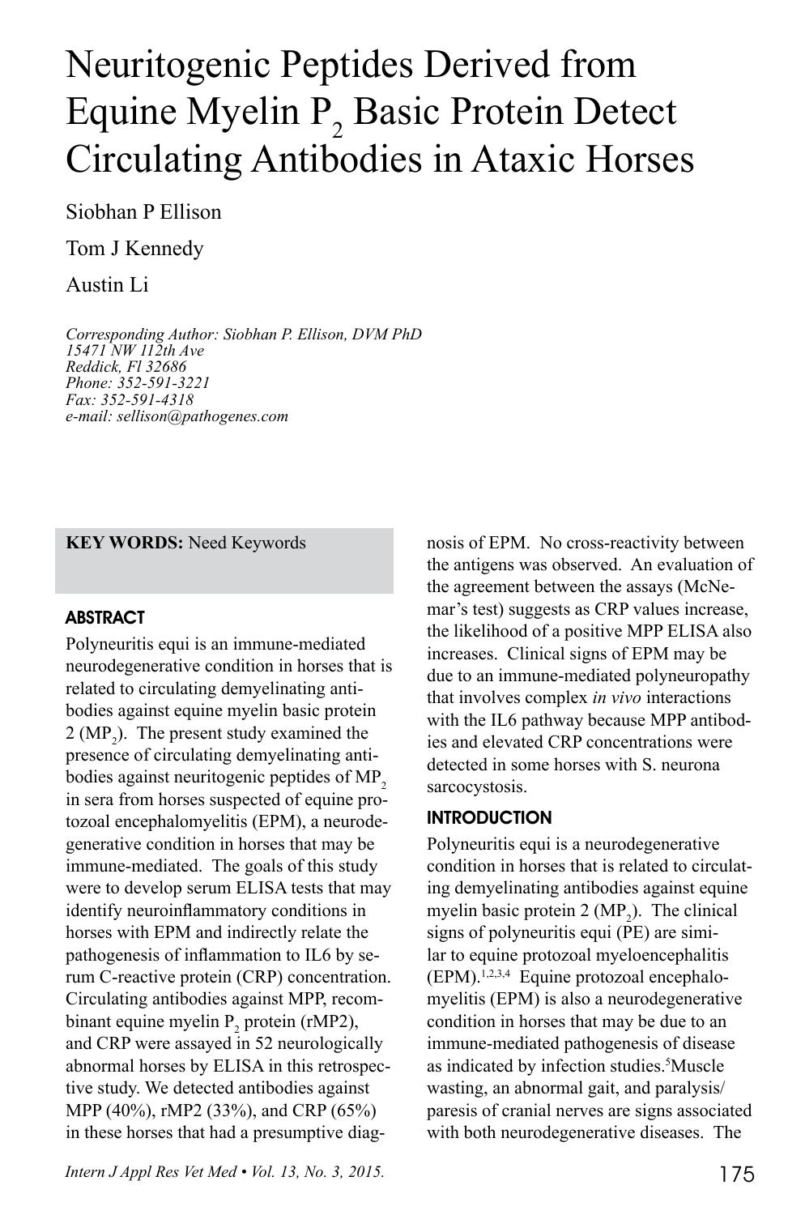# Neuritogenic Peptides Derived from Equine Myelin $P_2$ Basic Protein Detect Circulating Antibodies in Ataxic Horses

Siobhan P Ellison

Tom J Kennedy

Austin Li

*Corresponding Author: Siobhan P. Ellison, DVM PhD*
*15471 NW 112th Ave*
*Reddick, Fl 32686*
*Phone: 352-591-3221*
*Fax: 352-591-4318*
*e-mail: sellison@pathogenes.com*

**KEY WORDS:** Need Keywords

## ABSTRACT

Polyneuritis equi is an immune-mediated neurodegenerative condition in horses that is related to circulating demyelinating antibodies against equine myelin basic protein 2 ($MP_2$). The present study examined the presence of circulating demyelinating antibodies against neuritogenic peptides of $MP_2$ in sera from horses suspected of equine protozoal encephalomyelitis (EPM), a neurodegenerative condition in horses that may be immune-mediated. The goals of this study were to develop serum ELISA tests that may identify neuroinflammatory conditions in horses with EPM and indirectly relate the pathogenesis of inflammation to IL6 by serum C-reactive protein (CRP) concentration. Circulating antibodies against MPP, recombinant equine myelin $P_2$ protein (rMP2), and CRP were assayed in 52 neurologically abnormal horses by ELISA in this retrospective study. We detected antibodies against MPP (40%), rMP2 (33%), and CRP (65%) in these horses that had a presumptive diagnosis of EPM. No cross-reactivity between the antigens was observed. An evaluation of the agreement between the assays (McNemar's test) suggests as CRP values increase, the likelihood of a positive MPP ELISA also increases. Clinical signs of EPM may be due to an immune-mediated polyneuropathy that involves complex *in vivo* interactions with the IL6 pathway because MPP antibodies and elevated CRP concentrations were detected in some horses with S. neurona sarcocystosis.

## INTRODUCTION

Polyneuritis equi is a neurodegenerative condition in horses that is related to circulating demyelinating antibodies against equine myelin basic protein 2 ($MP_2$). The clinical signs of polyneuritis equi (PE) are similar to equine protozoal myeloencephalitis (EPM).[1,2,3,4] Equine protozoal encephalomyelitis (EPM) is also a neurodegenerative condition in horses that may be due to an immune-mediated pathogenesis of disease as indicated by infection studies.[5] Muscle wasting, an abnormal gait, and paralysis/paresis of cranial nerves are signs associated with both neurodegenerative diseases. The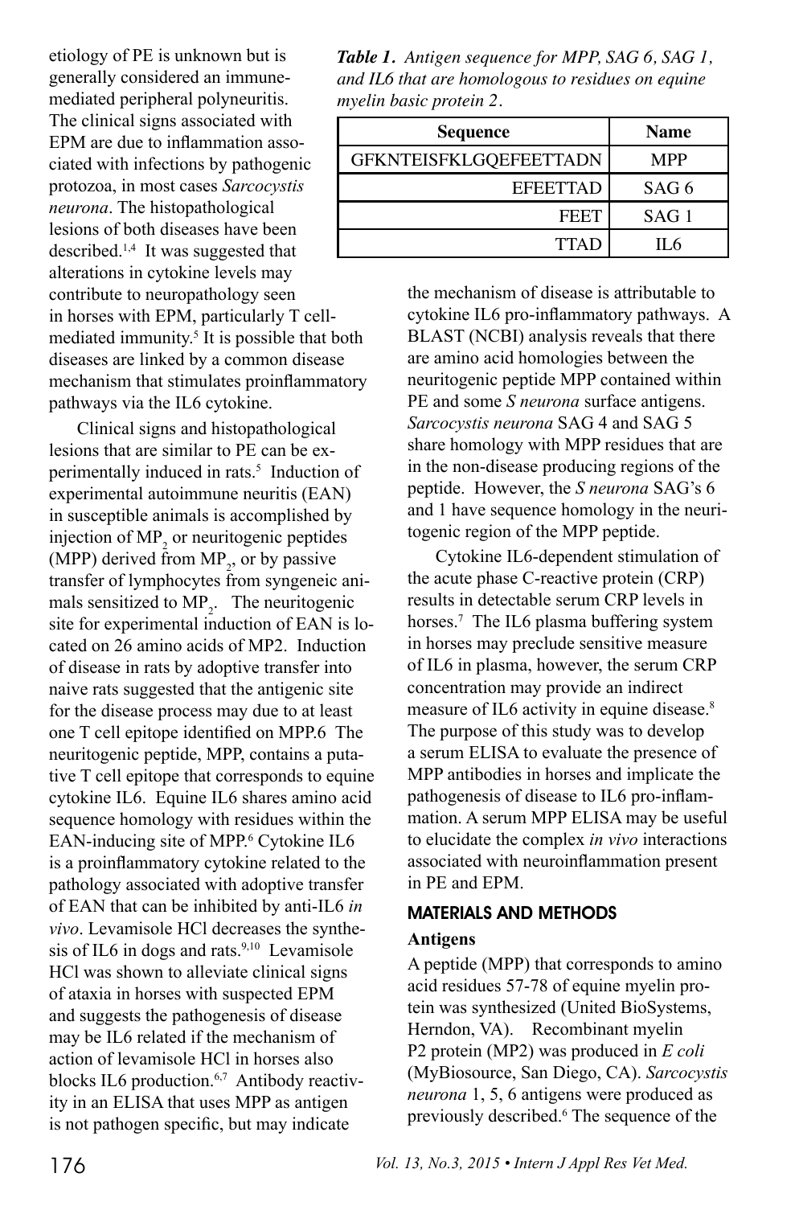etiology of PE is unknown but is generally considered an immune-mediated peripheral polyneuritis. The clinical signs associated with EPM are due to inflammation associated with infections by pathogenic protozoa, in most cases *Sarcocystis neurona*. The histopathological lesions of both diseases have been described.[1,4] It was suggested that alterations in cytokine levels may contribute to neuropathology seen in horses with EPM, particularly T cell-mediated immunity.[5] It is possible that both diseases are linked by a common disease mechanism that stimulates proinflammatory pathways via the IL6 cytokine.

Clinical signs and histopathological lesions that are similar to PE can be experimentally induced in rats.[5] Induction of experimental autoimmune neuritis (EAN) in susceptible animals is accomplished by injection of $MP_2$ or neuritogenic peptides (MPP) derived from $MP_2$, or by passive transfer of lymphocytes from syngeneic animals sensitized to $MP_2$. The neuritogenic site for experimental induction of EAN is located on 26 amino acids of MP2. Induction of disease in rats by adoptive transfer into naive rats suggested that the antigenic site for the disease process may due to at least one T cell epitope identified on MPP.6 The neuritogenic peptide, MPP, contains a putative T cell epitope that corresponds to equine cytokine IL6. Equine IL6 shares amino acid sequence homology with residues within the EAN-inducing site of MPP.[6] Cytokine IL6 is a proinflammatory cytokine related to the pathology associated with adoptive transfer of EAN that can be inhibited by anti-IL6 *in vivo*. Levamisole HCl decreases the synthesis of IL6 in dogs and rats.[9,10] Levamisole HCl was shown to alleviate clinical signs of ataxia in horses with suspected EPM and suggests the pathogenesis of disease may be IL6 related if the mechanism of action of levamisole HCl in horses also blocks IL6 production.[6,7] Antibody reactivity in an ELISA that uses MPP as antigen is not pathogen specific, but may indicate

***Table 1.*** *Antigen sequence for MPP, SAG 6, SAG 1, and IL6 that are homologous to residues on equine myelin basic protein 2.*

| Sequence | Name |
|---:|:---:|
| GFKNTEISFKLGQEFEETTADN | MPP |
| EFEETTAD | SAG 6 |
| FEET | SAG 1 |
| TTAD | IL6 |

the mechanism of disease is attributable to cytokine IL6 pro-inflammatory pathways. A BLAST (NCBI) analysis reveals that there are amino acid homologies between the neuritogenic peptide MPP contained within PE and some *S neurona* surface antigens. *Sarcocystis neurona* SAG 4 and SAG 5 share homology with MPP residues that are in the non-disease producing regions of the peptide. However, the *S neurona* SAG's 6 and 1 have sequence homology in the neuritogenic region of the MPP peptide.

Cytokine IL6-dependent stimulation of the acute phase C-reactive protein (CRP) results in detectable serum CRP levels in horses.[7] The IL6 plasma buffering system in horses may preclude sensitive measure of IL6 in plasma, however, the serum CRP concentration may provide an indirect measure of IL6 activity in equine disease.[8] The purpose of this study was to develop a serum ELISA to evaluate the presence of MPP antibodies in horses and implicate the pathogenesis of disease to IL6 pro-inflammation. A serum MPP ELISA may be useful to elucidate the complex *in vivo* interactions associated with neuroinflammation present in PE and EPM.

## MATERIALS AND METHODS

### Antigens

A peptide (MPP) that corresponds to amino acid residues 57-78 of equine myelin protein was synthesized (United BioSystems, Herndon, VA). Recombinant myelin P2 protein (MP2) was produced in *E coli* (MyBiosource, San Diego, CA). *Sarcocystis neurona* 1, 5, 6 antigens were produced as previously described.[6] The sequence of the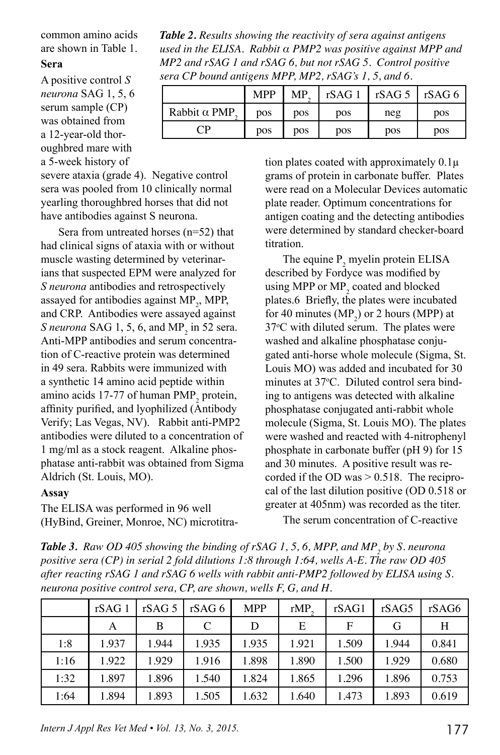common amino acids are shown in Table 1.

**Sera**

A positive control *S neurona* SAG 1, 5, 6 serum sample (CP) was obtained from a 12-year-old thoroughbred mare with a 5-week history of severe ataxia (grade 4). Negative control sera was pooled from 10 clinically normal yearling thoroughbred horses that did not have antibodies against S neurona.

Sera from untreated horses (n=52) that had clinical signs of ataxia with or without muscle wasting determined by veterinarians that suspected EPM were analyzed for *S neurona* antibodies and retrospectively assayed for antibodies against $MP_2$, MPP, and CRP. Antibodies were assayed against *S neurona* SAG 1, 5, 6, and $MP_2$ in 52 sera. Anti-MPP antibodies and serum concentration of C-reactive protein was determined in 49 sera. Rabbits were immunized with a synthetic 14 amino acid peptide within amino acids 17-77 of human $PMP_2$ protein, affinity purified, and lyophilized (Antibody Verify; Las Vegas, NV). Rabbit anti-PMP2 antibodies were diluted to a concentration of 1 mg/ml as a stock reagent. Alkaline phosphatase anti-rabbit was obtained from Sigma Aldrich (St. Louis, MO).

**Assay**

The ELISA was performed in 96 well (HyBind, Greiner, Monroe, NC) microtitration plates coated with approximately 0.1μ grams of protein in carbonate buffer. Plates were read on a Molecular Devices automatic plate reader. Optimum concentrations for antigen coating and the detecting antibodies were determined by standard checker-board titration.

The equine $P_2$ myelin protein ELISA described by Fordyce was modified by using MPP or $MP_2$ coated and blocked plates.6 Briefly, the plates were incubated for 40 minutes ($MP_2$) or 2 hours (MPP) at 37°C with diluted serum. The plates were washed and alkaline phosphatase conjugated anti-horse whole molecule (Sigma, St. Louis MO) was added and incubated for 30 minutes at 37°C. Diluted control sera binding to antigens was detected with alkaline phosphatase conjugated anti-rabbit whole molecule (Sigma, St. Louis MO). The plates were washed and reacted with 4-nitrophenyl phosphate in carbonate buffer (pH 9) for 15 and 30 minutes. A positive result was recorded if the OD was > 0.518. The reciprocal of the last dilution positive (OD 0.518 or greater at 405nm) was recorded as the titer.

The serum concentration of C-reactive

***Table 2.** Results showing the reactivity of sera against antigens used in the ELISA. Rabbit α PMP2 was positive against MPP and MP2 and rSAG 1 and rSAG 6, but not rSAG 5. Control positive sera CP bound antigens MPP, MP2, rSAG's 1, 5, and 6.*

| | MPP | $MP_2$ | rSAG 1 | rSAG 5 | rSAG 6 |
|---|---|---|---|---|---|
| Rabbit α $PMP_2$ | pos | pos | pos | neg | pos |
| CP | pos | pos | pos | pos | pos |

***Table 3.** Raw OD 405 showing the binding of rSAG 1, 5, 6, MPP, and $MP_2$ by S. neurona positive sera (CP) in serial 2 fold dilutions 1:8 through 1:64, wells A-E. The raw OD 405 after reacting rSAG 1 and rSAG 6 wells with rabbit anti-PMP2 followed by ELISA using S. neurona positive control sera, CP, are shown, wells F, G, and H.*

| | rSAG 1 | rSAG 5 | rSAG 6 | MPP | $rMP_2$ | rSAG1 | rSAG5 | rSAG6 |
|---|---|---|---|---|---|---|---|---|
| | A | B | C | D | E | F | G | H |
| 1:8 | 1.937 | 1.944 | 1.935 | 1.935 | 1.921 | 1.509 | 1.944 | 0.841 |
| 1:16 | 1.922 | 1.929 | 1.916 | 1.898 | 1.890 | 1.500 | 1.929 | 0.680 |
| 1:32 | 1.897 | 1.896 | 1.540 | 1.824 | 1.865 | 1.296 | 1.896 | 0.753 |
| 1:64 | 1.894 | 1.893 | 1.505 | 1.632 | 1.640 | 1.473 | 1.893 | 0.619 |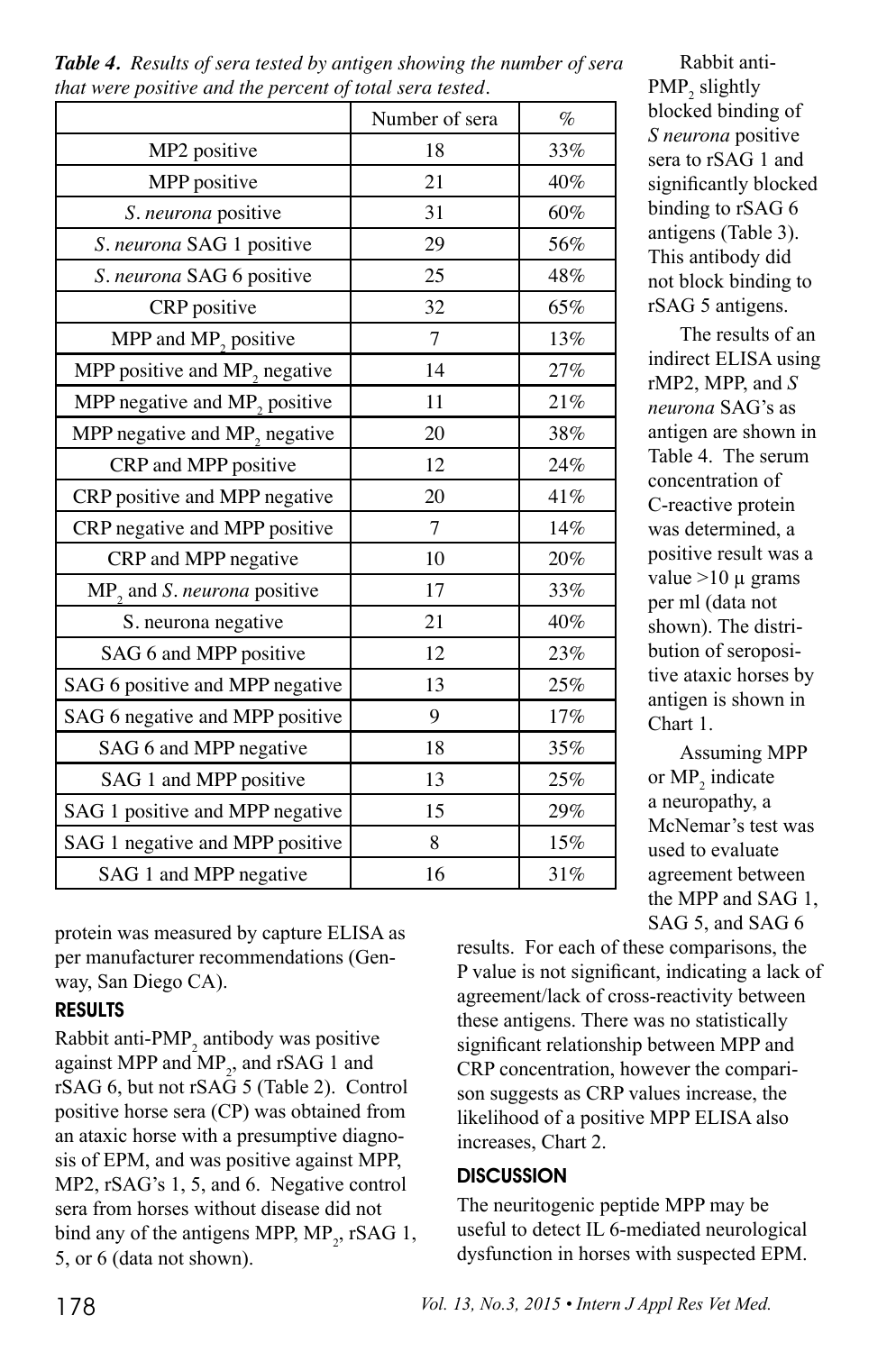***Table 4.*** *Results of sera tested by antigen showing the number of sera that were positive and the percent of total sera tested.*

| | Number of sera | % |
|---|---|---|
| MP2 positive | 18 | 33% |
| MPP positive | 21 | 40% |
| *S. neurona* positive | 31 | 60% |
| *S. neurona* SAG 1 positive | 29 | 56% |
| *S. neurona* SAG 6 positive | 25 | 48% |
| CRP positive | 32 | 65% |
| MPP and $MP_2$ positive | 7 | 13% |
| MPP positive and $MP_2$ negative | 14 | 27% |
| MPP negative and $MP_2$ positive | 11 | 21% |
| MPP negative and $MP_2$ negative | 20 | 38% |
| CRP and MPP positive | 12 | 24% |
| CRP positive and MPP negative | 20 | 41% |
| CRP negative and MPP positive | 7 | 14% |
| CRP and MPP negative | 10 | 20% |
| $MP_2$ and *S. neurona* positive | 17 | 33% |
| S. neurona negative | 21 | 40% |
| SAG 6 and MPP positive | 12 | 23% |
| SAG 6 positive and MPP negative | 13 | 25% |
| SAG 6 negative and MPP positive | 9 | 17% |
| SAG 6 and MPP negative | 18 | 35% |
| SAG 1 and MPP positive | 13 | 25% |
| SAG 1 positive and MPP negative | 15 | 29% |
| SAG 1 negative and MPP positive | 8 | 15% |
| SAG 1 and MPP negative | 16 | 31% |

protein was measured by capture ELISA as per manufacturer recommendations (Genway, San Diego CA).

## RESULTS

Rabbit anti-$PMP_2$ antibody was positive against MPP and $MP_2$, and rSAG 1 and rSAG 6, but not rSAG 5 (Table 2). Control positive horse sera (CP) was obtained from an ataxic horse with a presumptive diagnosis of EPM, and was positive against MPP, MP2, rSAG's 1, 5, and 6. Negative control sera from horses without disease did not bind any of the antigens MPP, $MP_2$, rSAG 1, 5, or 6 (data not shown).

Rabbit anti-$PMP_2$ slightly blocked binding of *S neurona* positive sera to rSAG 1 and significantly blocked binding to rSAG 6 antigens (Table 3). This antibody did not block binding to rSAG 5 antigens.

The results of an indirect ELISA using rMP2, MPP, and *S neurona* SAG's as antigen are shown in Table 4. The serum concentration of C-reactive protein was determined, a positive result was a value >10 μ grams per ml (data not shown). The distribution of seropositive ataxic horses by antigen is shown in Chart 1.

Assuming MPP or $MP_2$ indicate a neuropathy, a McNemar's test was used to evaluate agreement between the MPP and SAG 1, SAG 5, and SAG 6 results. For each of these comparisons, the P value is not significant, indicating a lack of agreement/lack of cross-reactivity between these antigens. There was no statistically significant relationship between MPP and CRP concentration, however the comparison suggests as CRP values increase, the likelihood of a positive MPP ELISA also increases, Chart 2.

## DISCUSSION

The neuritogenic peptide MPP may be useful to detect IL 6-mediated neurological dysfunction in horses with suspected EPM.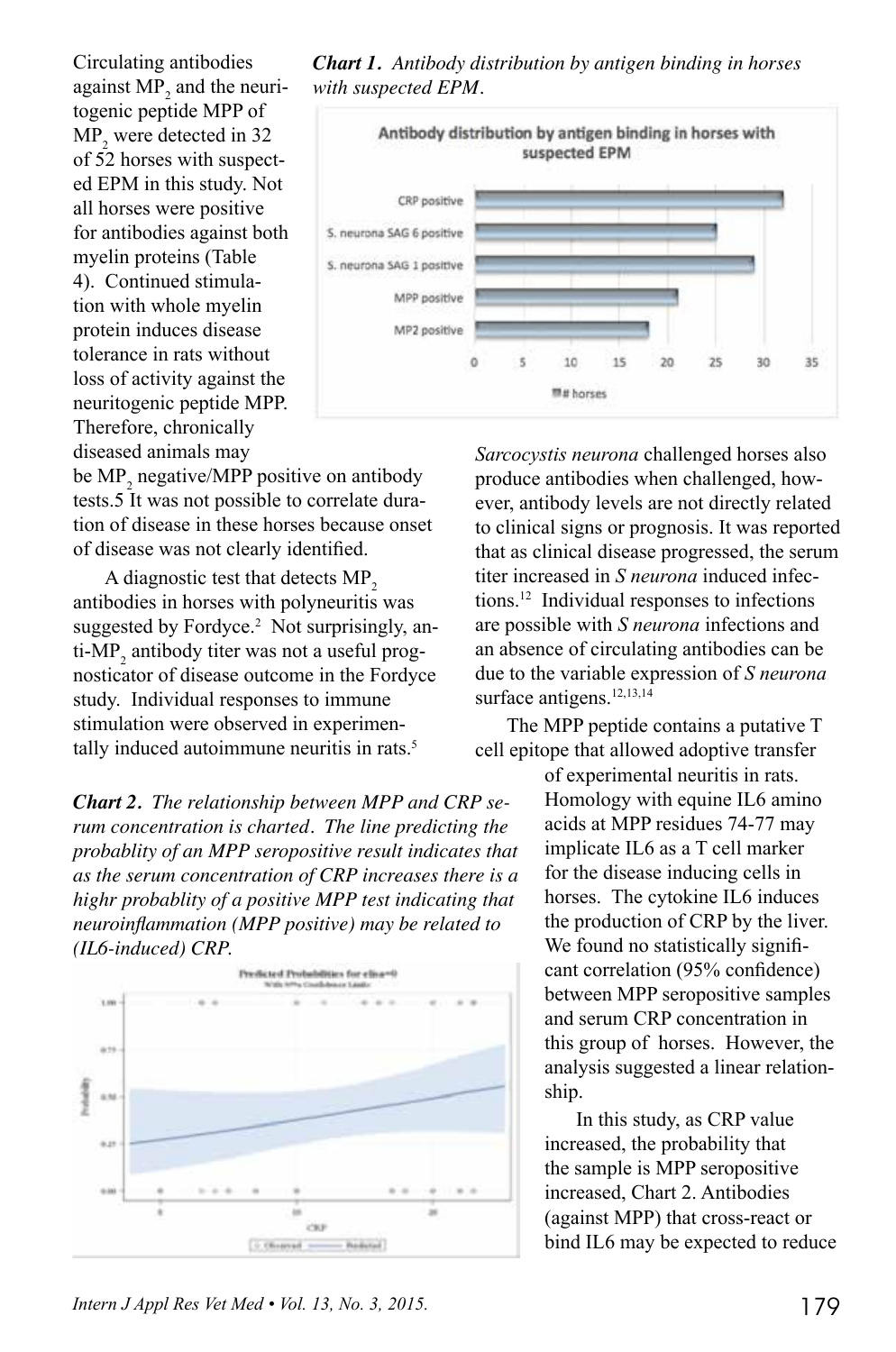Circulating antibodies against $MP_2$ and the neuritogenic peptide MPP of $MP_2$ were detected in 32 of 52 horses with suspected EPM in this study. Not all horses were positive for antibodies against both myelin proteins (Table 4). Continued stimulation with whole myelin protein induces disease tolerance in rats without loss of activity against the neuritogenic peptide MPP. Therefore, chronically diseased animals may be $MP_2$ negative/MPP positive on antibody tests.5 It was not possible to correlate duration of disease in these horses because onset of disease was not clearly identified.

A diagnostic test that detects $MP_2$ antibodies in horses with polyneuritis was suggested by Fordyce.[2] Not surprisingly, anti-$MP_2$ antibody titer was not a useful prognosticator of disease outcome in the Fordyce study. Individual responses to immune stimulation were observed in experimentally induced autoimmune neuritis in rats.[5]

***Chart 1**. Antibody distribution by antigen binding in horses with suspected EPM.*

***Chart 2**. The relationship between MPP and CRP serum concentration is charted. The line predicting the probablity of an MPP seropositive result indicates that as the serum concentration of CRP increases there is a highr probablity of a positive MPP test indicating that neuroinflammation (MPP positive) may be related to (IL6-induced) CRP.*

*Sarcocystis neurona* challenged horses also produce antibodies when challenged, however, antibody levels are not directly related to clinical signs or prognosis. It was reported that as clinical disease progressed, the serum titer increased in *S neurona* induced infections.[12] Individual responses to infections are possible with *S neurona* infections and an absence of circulating antibodies can be due to the variable expression of *S neurona* surface antigens.[12,13,14]

The MPP peptide contains a putative T cell epitope that allowed adoptive transfer of experimental neuritis in rats. Homology with equine IL6 amino acids at MPP residues 74-77 may implicate IL6 as a T cell marker for the disease inducing cells in horses. The cytokine IL6 induces the production of CRP by the liver. We found no statistically significant correlation (95% confidence) between MPP seropositive samples and serum CRP concentration in this group of horses. However, the analysis suggested a linear relationship.

In this study, as CRP value increased, the probability that the sample is MPP seropositive increased, Chart 2. Antibodies (against MPP) that cross-react or bind IL6 may be expected to reduce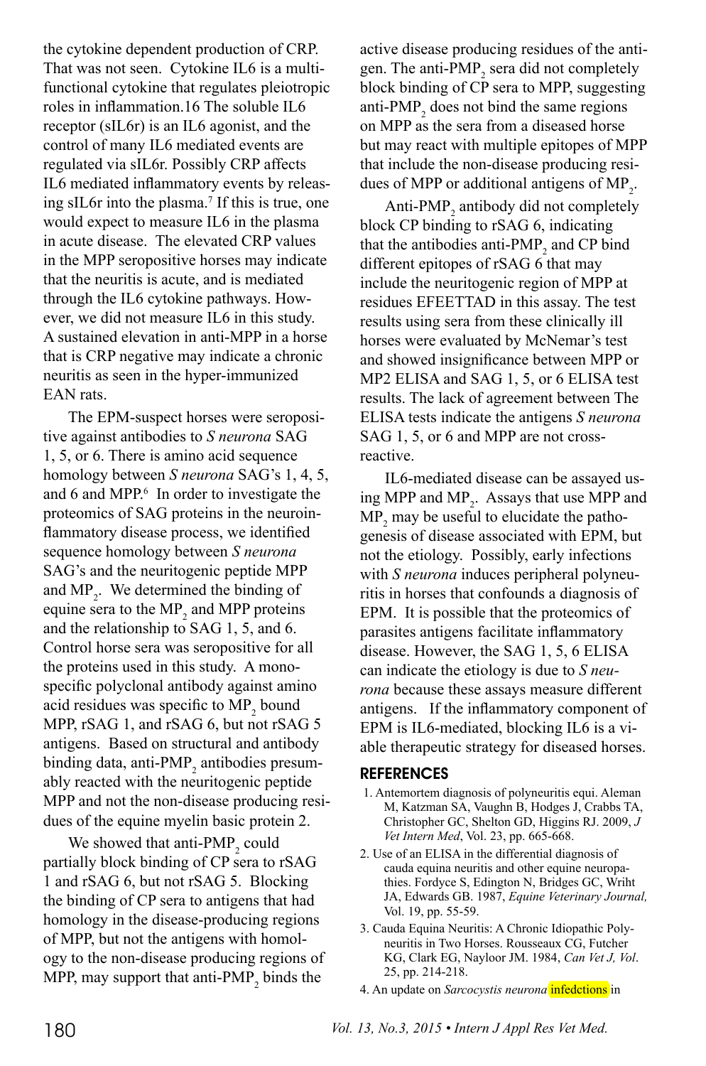the cytokine dependent production of CRP. That was not seen. Cytokine IL6 is a multifunctional cytokine that regulates pleiotropic roles in inflammation.16 The soluble IL6 receptor (sIL6r) is an IL6 agonist, and the control of many IL6 mediated events are regulated via sIL6r. Possibly CRP affects IL6 mediated inflammatory events by releasing sIL6r into the plasma.[7] If this is true, one would expect to measure IL6 in the plasma in acute disease. The elevated CRP values in the MPP seropositive horses may indicate that the neuritis is acute, and is mediated through the IL6 cytokine pathways. However, we did not measure IL6 in this study. A sustained elevation in anti-MPP in a horse that is CRP negative may indicate a chronic neuritis as seen in the hyper-immunized EAN rats.

The EPM-suspect horses were seropositive against antibodies to *S neurona* SAG 1, 5, or 6. There is amino acid sequence homology between *S neurona* SAG's 1, 4, 5, and 6 and MPP.[6] In order to investigate the proteomics of SAG proteins in the neuroinflammatory disease process, we identified sequence homology between *S neurona* SAG's and the neuritogenic peptide MPP and $MP_2$. We determined the binding of equine sera to the $MP_2$ and MPP proteins and the relationship to SAG 1, 5, and 6. Control horse sera was seropositive for all the proteins used in this study. A monospecific polyclonal antibody against amino acid residues was specific to $MP_2$ bound MPP, rSAG 1, and rSAG 6, but not rSAG 5 antigens. Based on structural and antibody binding data, anti-$PMP_2$ antibodies presumably reacted with the neuritogenic peptide MPP and not the non-disease producing residues of the equine myelin basic protein 2.

We showed that anti-$PMP_2$ could partially block binding of CP sera to rSAG 1 and rSAG 6, but not rSAG 5. Blocking the binding of CP sera to antigens that had homology in the disease-producing regions of MPP, but not the antigens with homology to the non-disease producing regions of MPP, may support that anti-$PMP_2$ binds the active disease producing residues of the antigen. The anti-$PMP_2$ sera did not completely block binding of CP sera to MPP, suggesting anti-$PMP_2$ does not bind the same regions on MPP as the sera from a diseased horse but may react with multiple epitopes of MPP that include the non-disease producing residues of MPP or additional antigens of $MP_2$.

Anti-$PMP_2$ antibody did not completely block CP binding to rSAG 6, indicating that the antibodies anti-$PMP_2$ and CP bind different epitopes of rSAG 6 that may include the neuritogenic region of MPP at residues EFEETTAD in this assay. The test results using sera from these clinically ill horses were evaluated by McNemar's test and showed insignificance between MPP or MP2 ELISA and SAG 1, 5, or 6 ELISA test results. The lack of agreement between The ELISA tests indicate the antigens *S neurona* SAG 1, 5, or 6 and MPP are not cross-reactive.

IL6-mediated disease can be assayed using MPP and $MP_2$. Assays that use MPP and $MP_2$ may be useful to elucidate the pathogenesis of disease associated with EPM, but not the etiology. Possibly, early infections with *S neurona* induces peripheral polyneuritis in horses that confounds a diagnosis of EPM. It is possible that the proteomics of parasites antigens facilitate inflammatory disease. However, the SAG 1, 5, 6 ELISA can indicate the etiology is due to *S neurona* because these assays measure different antigens. If the inflammatory component of EPM is IL6-mediated, blocking IL6 is a viable therapeutic strategy for diseased horses.

## REFERENCES

1. Antemortem diagnosis of polyneuritis equi. Aleman M, Katzman SA, Vaughn B, Hodges J, Crabbs TA, Christopher GC, Shelton GD, Higgins RJ. 2009, *J Vet Intern Med*, Vol. 23, pp. 665-668.
2. Use of an ELISA in the differential diagnosis of cauda equina neuritis and other equine neuropathies. Fordyce S, Edington N, Bridges GC, Wriht JA, Edwards GB. 1987, *Equine Veterinary Journal,* Vol. 19, pp. 55-59.
3. Cauda Equina Neuritis: A Chronic Idiopathic Polyneuritis in Two Horses. Rousseaux CG, Futcher KG, Clark EG, Nayloor JM. 1984, *Can Vet J, Vol*. 25, pp. 214-218.
4. An update on *Sarcocystis neurona* infedctions in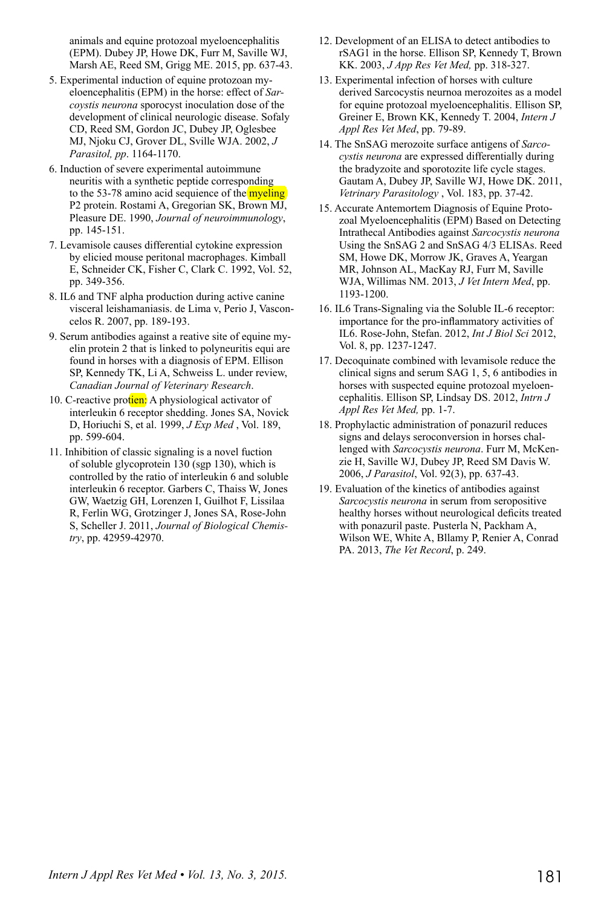animals and equine protozoal myeloencephalitis (EPM). Dubey JP, Howe DK, Furr M, Saville WJ, Marsh AE, Reed SM, Grigg ME. 2015, pp. 637-43.

5. Experimental induction of equine protozoan myeloencephalitis (EPM) in the horse: effect of *Sarcoystis neurona* sporocyst inoculation dose of the development of clinical neurologic disease. Sofaly CD, Reed SM, Gordon JC, Dubey JP, Oglesbee MJ, Njoku CJ, Grover DL, Sville WJA. 2002, *J Parasitol, pp*. 1164-1170.

6. Induction of severe experimental autoimmune neuritis with a synthetic peptide corresponding to the 53-78 amino acid sequence of the myeling P2 protein. Rostami A, Gregorian SK, Brown MJ, Pleasure DE. 1990, *Journal of neuroimmunology*, pp. 145-151.

7. Levamisole causes differential cytokine expression by elicied mouse peritonal macrophages. Kimball E, Schneider CK, Fisher C, Clark C. 1992, Vol. 52, pp. 349-356.

8. IL6 and TNF alpha production during active canine visceral leishamaniasis. de Lima v, Perio J, Vasconcelos R. 2007, pp. 189-193.

9. Serum antibodies against a reative site of equine myelin protein 2 that is linked to polyneuritis equi are found in horses with a diagnosis of EPM. Ellison SP, Kennedy TK, Li A, Schweiss L. under review, *Canadian Journal of Veterinary Research*.

10. C-reactive protien: A physiological activator of interleukin 6 receptor shedding. Jones SA, Novick D, Horiuchi S, et al. 1999, *J Exp Med* , Vol. 189, pp. 599-604.

11. Inhibition of classic signaling is a novel fuction of soluble glycoprotein 130 (sgp 130), which is controlled by the ratio of interleukin 6 and soluble interleukin 6 receptor. Garbers C, Thaiss W, Jones GW, Waetzig GH, Lorenzen I, Guilhot F, Lissilaa R, Ferlin WG, Grotzinger J, Jones SA, Rose-John S, Scheller J. 2011, *Journal of Biological Chemistry*, pp. 42959-42970.

12. Development of an ELISA to detect antibodies to rSAG1 in the horse. Ellison SP, Kennedy T, Brown KK. 2003, *J App Res Vet Med,* pp. 318-327.

13. Experimental infection of horses with culture derived Sarcocystis neurnoa merozoites as a model for equine protozoal myeloencephalitis. Ellison SP, Greiner E, Brown KK, Kennedy T. 2004, *Intern J Appl Res Vet Med*, pp. 79-89.

14. The SnSAG merozoite surface antigens of *Sarcocystis neurona* are expressed differentially during the bradyzoite and sporotozite life cycle stages. Gautam A, Dubey JP, Saville WJ, Howe DK. 2011, *Vetrinary Parasitology* , Vol. 183, pp. 37-42.

15. Accurate Antemortem Diagnosis of Equine Protozoal Myeloencephalitis (EPM) Based on Detecting Intrathecal Antibodies against *Sarcocystis neurona* Using the SnSAG 2 and SnSAG 4/3 ELISAs. Reed SM, Howe DK, Morrow JK, Graves A, Yeargan MR, Johnson AL, MacKay RJ, Furr M, Saville WJA, Willimas NM. 2013, *J Vet Intern Med*, pp. 1193-1200.

16. IL6 Trans-Signaling via the Soluble IL-6 receptor: importance for the pro-inflammatory activities of IL6. Rose-John, Stefan. 2012, *Int J Biol Sci* 2012, Vol. 8, pp. 1237-1247.

17. Decoquinate combined with levamisole reduce the clinical signs and serum SAG 1, 5, 6 antibodies in horses with suspected equine protozoal myeloencephalitis. Ellison SP, Lindsay DS. 2012, *Intrn J Appl Res Vet Med,* pp. 1-7.

18. Prophylactic administration of ponazuril reduces signs and delays seroconversion in horses challenged with *Sarcocystis neurona*. Furr M, McKenzie H, Saville WJ, Dubey JP, Reed SM Davis W. 2006, *J Parasitol*, Vol. 92(3), pp. 637-43.

19. Evaluation of the kinetics of antibodies against *Sarcocystis neurona* in serum from seropositive healthy horses without neurological deficits treated with ponazuril paste. Pusterla N, Packham A, Wilson WE, White A, Bllamy P, Renier A, Conrad PA. 2013, *The Vet Record*, p. 249.